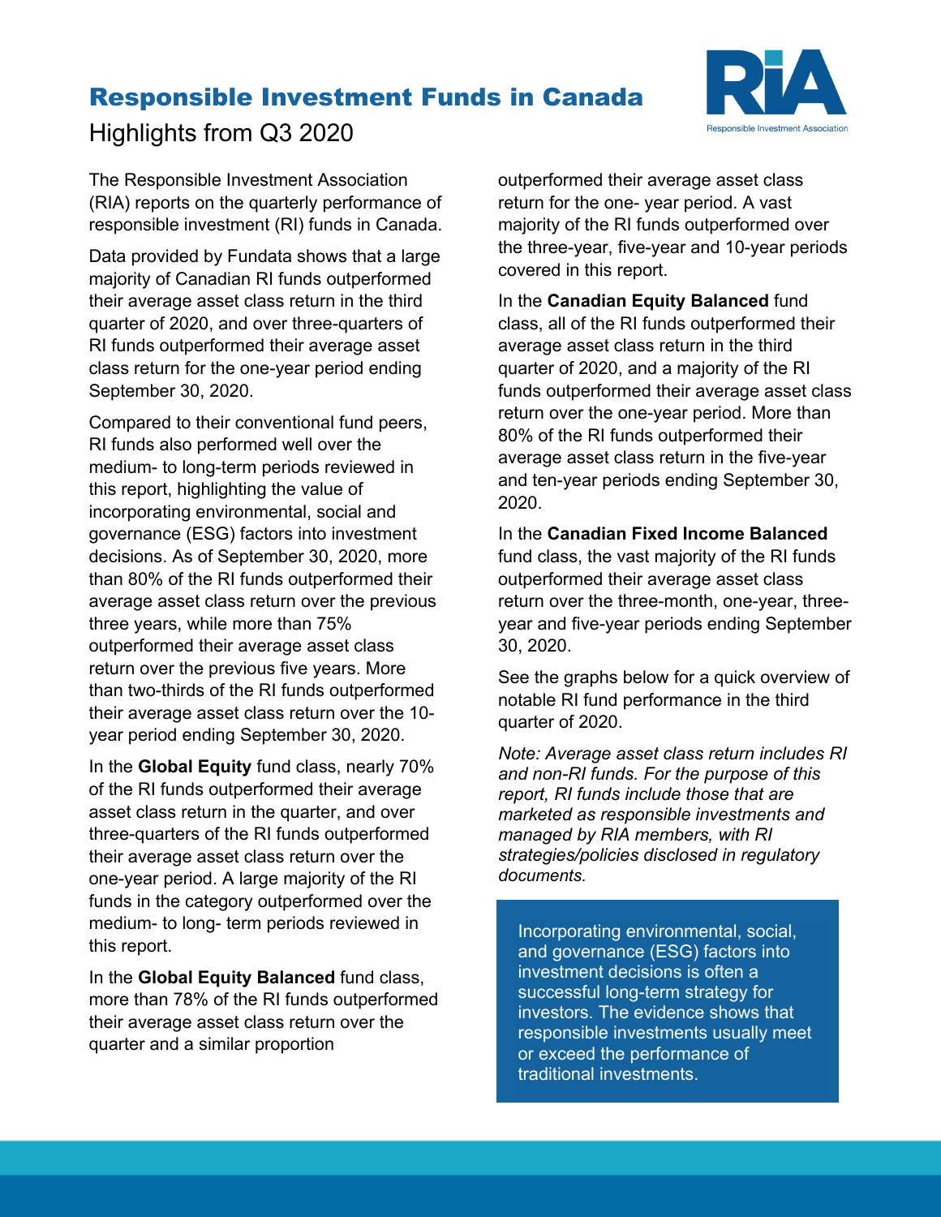# Responsible Investment Funds in Canada

## Highlights from Q3 2020

The Responsible Investment Association (RIA) reports on the quarterly performance of responsible investment (RI) funds in Canada.

Data provided by Fundata shows that a large majority of Canadian RI funds outperformed their average asset class return in the third quarter of 2020, and over three-quarters of RI funds outperformed their average asset class return for the one-year period ending September 30, 2020.

Compared to their conventional fund peers, RI funds also performed well over the medium- to long-term periods reviewed in this report, highlighting the value of incorporating environmental, social and governance (ESG) factors into investment decisions. As of September 30, 2020, more than 80% of the RI funds outperformed their average asset class return over the previous three years, while more than 75% outperformed their average asset class return over the previous five years. More than two-thirds of the RI funds outperformed their average asset class return over the 10-year period ending September 30, 2020.

In the **Global Equity** fund class, nearly 70% of the RI funds outperformed their average asset class return in the quarter, and over three-quarters of the RI funds outperformed their average asset class return over the one-year period. A large majority of the RI funds in the category outperformed over the medium- to long- term periods reviewed in this report.

In the **Global Equity Balanced** fund class, more than 78% of the RI funds outperformed their average asset class return over the quarter and a similar proportion outperformed their average asset class return for the one- year period. A vast majority of the RI funds outperformed over the three-year, five-year and 10-year periods covered in this report.

In the **Canadian Equity Balanced** fund class, all of the RI funds outperformed their average asset class return in the third quarter of 2020, and a majority of the RI funds outperformed their average asset class return over the one-year period. More than 80% of the RI funds outperformed their average asset class return in the five-year and ten-year periods ending September 30, 2020.

In the **Canadian Fixed Income Balanced** fund class, the vast majority of the RI funds outperformed their average asset class return over the three-month, one-year, three-year and five-year periods ending September 30, 2020.

See the graphs below for a quick overview of notable RI fund performance in the third quarter of 2020.

*Note: Average asset class return includes RI and non-RI funds. For the purpose of this report, RI funds include those that are marketed as responsible investments and managed by RIA members, with RI strategies/policies disclosed in regulatory documents.*

> Incorporating environmental, social, and governance (ESG) factors into investment decisions is often a successful long-term strategy for investors. The evidence shows that responsible investments usually meet or exceed the performance of traditional investments.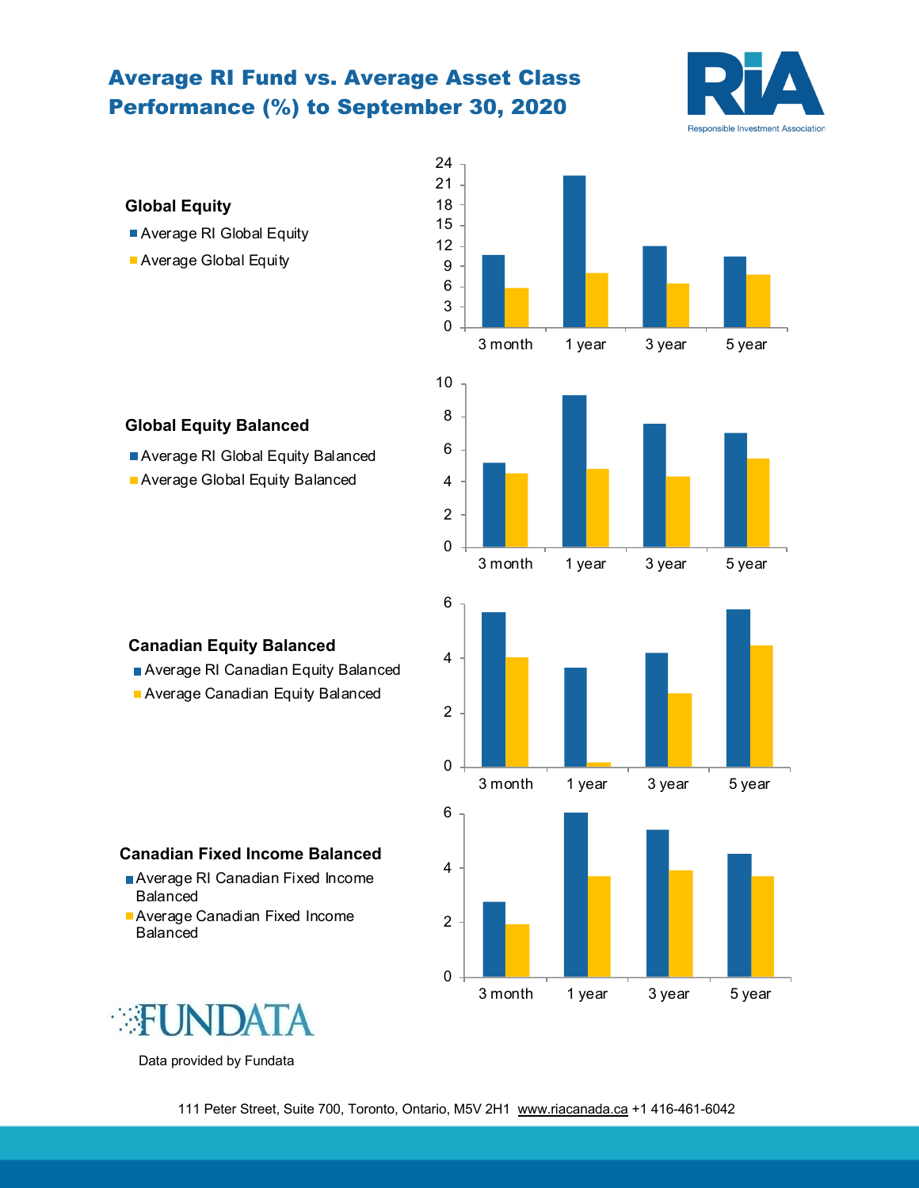# Average RI Fund vs. Average Asset Class Performance (%) to September 30, 2020

### Global Equity

- Average RI Global Equity
- Average Global Equity

24
21
18
15
12
9
6
3
0

3 month
1 year
3 year
5 year

### Global Equity Balanced

- Average RI Global Equity Balanced
- Average Global Equity Balanced

10
8
6
4
2
0

3 month
1 year
3 year
5 year

### Canadian Equity Balanced

- Average RI Canadian Equity Balanced
- Average Canadian Equity Balanced

6
4
2
0

3 month
1 year
3 year
5 year

### Canadian Fixed Income Balanced

- Average RI Canadian Fixed Income Balanced
- Average Canadian Fixed Income Balanced

6
4
2
0

3 month
1 year
3 year
5 year

FUNDATA

Data provided by Fundata

111 Peter Street, Suite 700, Toronto, Ontario, M5V 2H1 www.riacanada.ca +1 416-461-6042